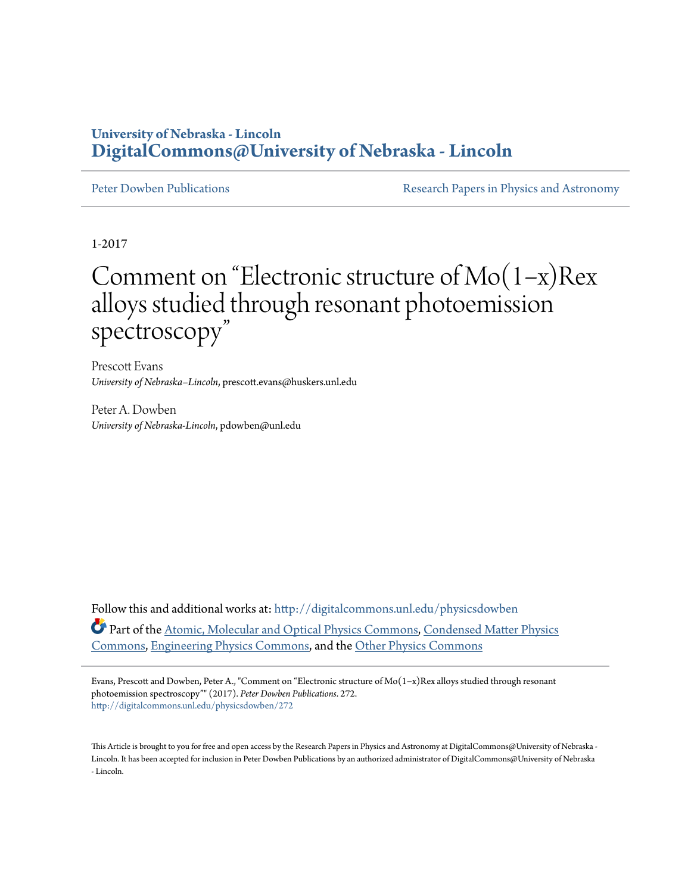University of Nebraska - Lincoln
**DigitalCommons@University of Nebraska - Lincoln**

Peter Dowben Publications | Research Papers in Physics and Astronomy

1-2017

# Comment on “Electronic structure of Mo(1−x)Rex alloys studied through resonant photoemission spectroscopy”

Prescott Evans
*University of Nebraska–Lincoln*, prescott.evans@huskers.unl.edu

Peter A. Dowben
*University of Nebraska-Lincoln*, pdowben@unl.edu

Follow this and additional works at: http://digitalcommons.unl.edu/physicsdowben

Part of the Atomic, Molecular and Optical Physics Commons, Condensed Matter Physics Commons, Engineering Physics Commons, and the Other Physics Commons

Evans, Prescott and Dowben, Peter A., "Comment on “Electronic structure of Mo(1−x)Rex alloys studied through resonant photoemission spectroscopy”" (2017). *Peter Dowben Publications*. 272.
http://digitalcommons.unl.edu/physicsdowben/272

This Article is brought to you for free and open access by the Research Papers in Physics and Astronomy at DigitalCommons@University of Nebraska - Lincoln. It has been accepted for inclusion in Peter Dowben Publications by an authorized administrator of DigitalCommons@University of Nebraska - Lincoln.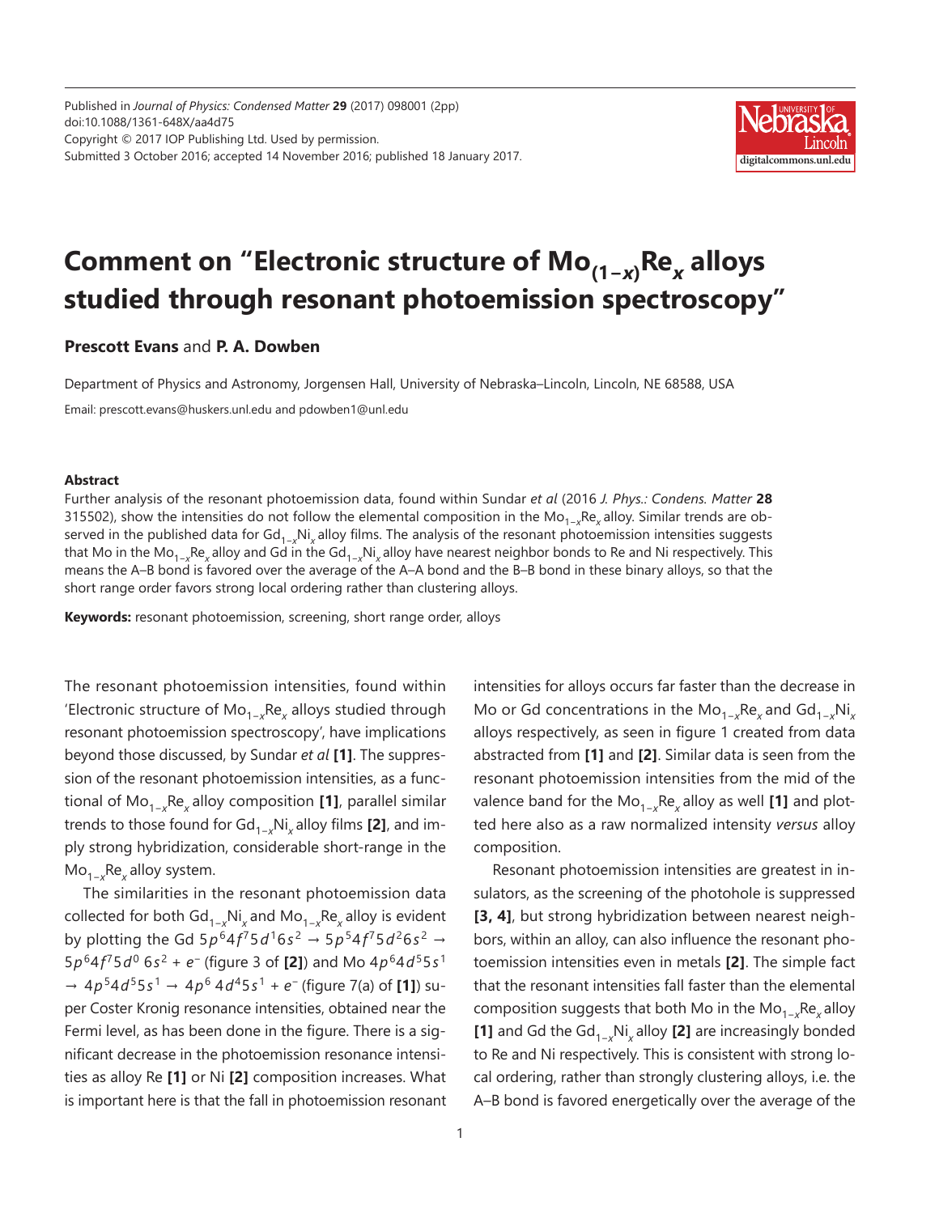Published in *Journal of Physics: Condensed Matter* **29** (2017) 098001 (2pp)
doi:10.1088/1361-648X/aa4d75
Copyright © 2017 IOP Publishing Ltd. Used by permission.
Submitted 3 October 2016; accepted 14 November 2016; published 18 January 2017.

# Comment on "Electronic structure of $Mo_{(1-x)}Re_x$ alloys studied through resonant photoemission spectroscopy"

**Prescott Evans** and **P. A. Dowben**

Department of Physics and Astronomy, Jorgensen Hall, University of Nebraska–Lincoln, Lincoln, NE 68588, USA

Email: prescott.evans@huskers.unl.edu and pdowben1@unl.edu

#### Abstract

Further analysis of the resonant photoemission data, found within Sundar *et al* (2016 *J. Phys.: Condens. Matter* **28** 315502), show the intensities do not follow the elemental composition in the $Mo_{1-x}Re_x$ alloy. Similar trends are observed in the published data for $Gd_{1-x}Ni_x$ alloy films. The analysis of the resonant photoemission intensities suggests that Mo in the $Mo_{1-x}Re_x$ alloy and Gd in the $Gd_{1-x}Ni_x$ alloy have nearest neighbor bonds to Re and Ni respectively. This means the A–B bond is favored over the average of the A–A bond and the B–B bond in these binary alloys, so that the short range order favors strong local ordering rather than clustering alloys.

**Keywords:** resonant photoemission, screening, short range order, alloys

The resonant photoemission intensities, found within 'Electronic structure of $Mo_{1-x}Re_x$ alloys studied through resonant photoemission spectroscopy', have implications beyond those discussed, by Sundar *et al* **[1]**. The suppression of the resonant photoemission intensities, as a functional of $Mo_{1-x}Re_x$ alloy composition **[1]**, parallel similar trends to those found for $Gd_{1-x}Ni_x$ alloy films **[2]**, and imply strong hybridization, considerable short-range in the $Mo_{1-x}Re_x$ alloy system.

The similarities in the resonant photoemission data collected for both $Gd_{1-x}Ni_x$ and $Mo_{1-x}Re_x$ alloy is evident by plotting the Gd $5p^64f^75d^16s^2 \rightarrow 5p^54f^75d^26s^2 \rightarrow 5p^64f^75d^0\,6s^2 + e^-$ (figure 3 of **[2]**) and Mo $4p^64d^55s^1 \rightarrow 4p^54d^55s^1 \rightarrow 4p^6\,4d^45s^1 + e^-$ (figure 7(a) of **[1]**) super Coster Kronig resonance intensities, obtained near the Fermi level, as has been done in the figure. There is a significant decrease in the photoemission resonance intensities as alloy Re **[1]** or Ni **[2]** composition increases. What is important here is that the fall in photoemission resonant intensities for alloys occurs far faster than the decrease in Mo or Gd concentrations in the $Mo_{1-x}Re_x$ and $Gd_{1-x}Ni_x$ alloys respectively, as seen in figure 1 created from data abstracted from **[1]** and **[2]**. Similar data is seen from the resonant photoemission intensities from the mid of the valence band for the $Mo_{1-x}Re_x$ alloy as well **[1]** and plotted here also as a raw normalized intensity *versus* alloy composition.

Resonant photoemission intensities are greatest in insulators, as the screening of the photohole is suppressed **[3, 4]**, but strong hybridization between nearest neighbors, within an alloy, can also influence the resonant photoemission intensities even in metals **[2]**. The simple fact that the resonant intensities fall faster than the elemental composition suggests that both Mo in the $Mo_{1-x}Re_x$ alloy **[1]** and Gd the $Gd_{1-x}Ni_x$ alloy **[2]** are increasingly bonded to Re and Ni respectively. This is consistent with strong local ordering, rather than strongly clustering alloys, i.e. the A–B bond is favored energetically over the average of the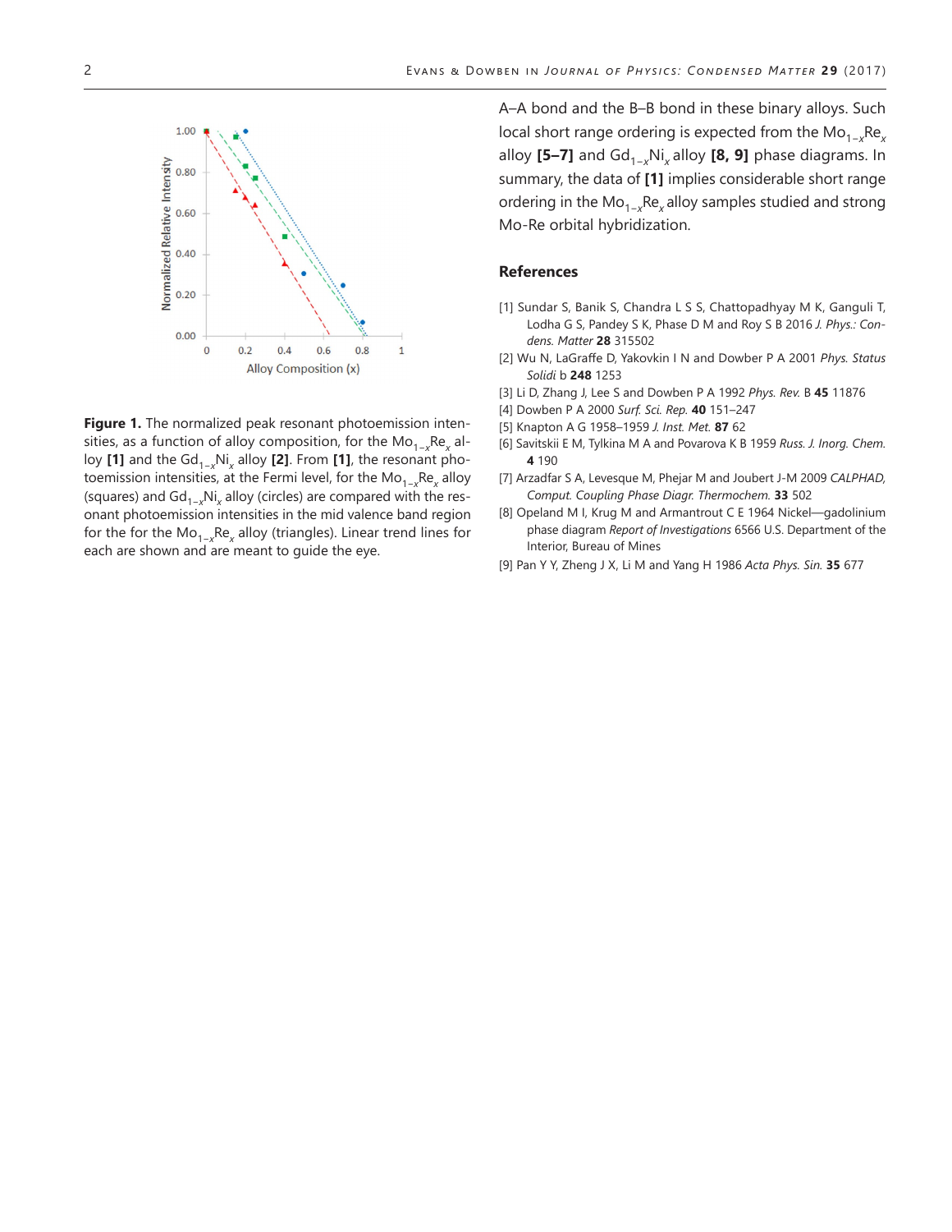1.00
0.80
0.60
0.40
0.20
0.00

Normalized Relative Intensity

0
0.2
0.4
0.6
0.8
1

Alloy Composition (x)

**Figure 1.** The normalized peak resonant photoemission intensities, as a function of alloy composition, for the $Mo_{1-x}Re_x$ alloy **[1]** and the $Gd_{1-x}Ni_x$ alloy **[2]**. From **[1]**, the resonant photoemission intensities, at the Fermi level, for the $Mo_{1-x}Re_x$ alloy (squares) and $Gd_{1-x}Ni_x$ alloy (circles) are compared with the resonant photoemission intensities in the mid valence band region for the for the $Mo_{1-x}Re_x$ alloy (triangles). Linear trend lines for each are shown and are meant to guide the eye.

A–A bond and the B–B bond in these binary alloys. Such local short range ordering is expected from the $Mo_{1-x}Re_x$ alloy **[5–7]** and $Gd_{1-x}Ni_x$ alloy **[8, 9]** phase diagrams. In summary, the data of **[1]** implies considerable short range ordering in the $Mo_{1-x}Re_x$ alloy samples studied and strong Mo-Re orbital hybridization.

## References

[1] Sundar S, Banik S, Chandra L S S, Chattopadhyay M K, Ganguli T, Lodha G S, Pandey S K, Phase D M and Roy S B 2016 *J. Phys.: Condens. Matter* **28** 315502

[2] Wu N, LaGraffe D, Yakovkin I N and Dowber P A 2001 *Phys. Status Solidi* b **248** 1253

[3] Li D, Zhang J, Lee S and Dowben P A 1992 *Phys. Rev.* B **45** 11876

[4] Dowben P A 2000 *Surf. Sci. Rep.* **40** 151–247

[5] Knapton A G 1958–1959 *J. Inst. Met.* **87** 62

[6] Savitskii E M, Tylkina M A and Povarova K B 1959 *Russ. J. Inorg. Chem.* **4** 190

[7] Arzadfar S A, Levesque M, Phejar M and Joubert J-M 2009 *CALPHAD, Comput. Coupling Phase Diagr. Thermochem.* **33** 502

[8] Opeland M I, Krug M and Armantrout C E 1964 Nickel—gadolinium phase diagram *Report of Investigations* 6566 U.S. Department of the Interior, Bureau of Mines

[9] Pan Y Y, Zheng J X, Li M and Yang H 1986 *Acta Phys. Sin.* **35** 677